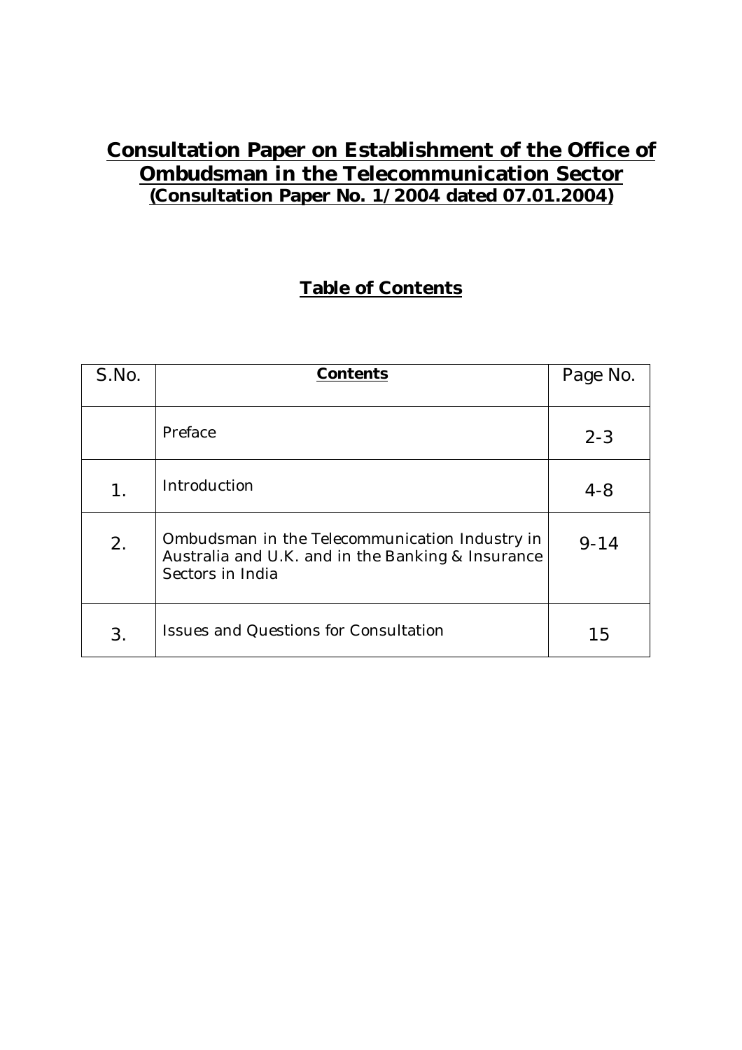# Consultation Paper on Establishment of the Office of Ombudsman in the Telecommunication Sector

## (Consultation Paper No. 1/2004 dated 07.01.2004)

## Table of Contents

| S.No. | Contents | Page No. |
| --- | --- | --- |
| | Preface | 2-3 |
| 1. | Introduction | 4-8 |
| 2. | Ombudsman in the Telecommunication Industry in Australia and U.K. and in the Banking & Insurance Sectors in India | 9-14 |
| 3. | Issues and Questions for Consultation | 15 |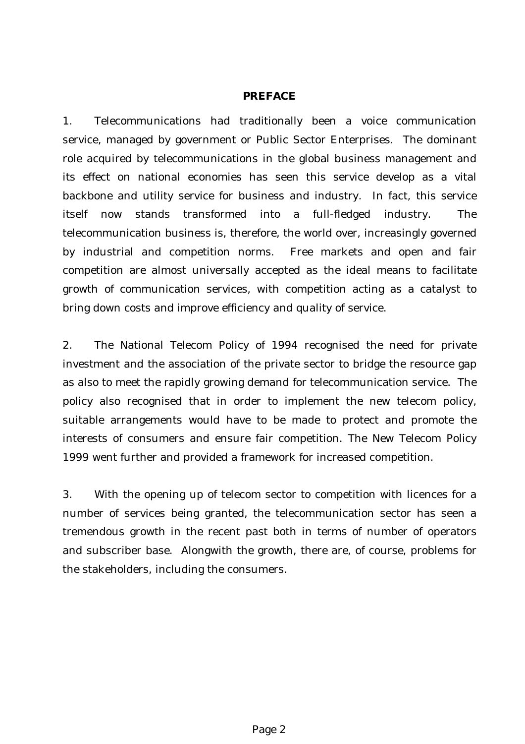## PREFACE

1. Telecommunications had traditionally been a voice communication service, managed by government or Public Sector Enterprises. The dominant role acquired by telecommunications in the global business management and its effect on national economies has seen this service develop as a vital backbone and utility service for business and industry. In fact, this service itself now stands transformed into a full-fledged industry. The telecommunication business is, therefore, the world over, increasingly governed by industrial and competition norms. Free markets and open and fair competition are almost universally accepted as the ideal means to facilitate growth of communication services, with competition acting as a catalyst to bring down costs and improve efficiency and quality of service.

2. The National Telecom Policy of 1994 recognised the need for private investment and the association of the private sector to bridge the resource gap as also to meet the rapidly growing demand for telecommunication service. The policy also recognised that in order to implement the new telecom policy, suitable arrangements would have to be made to protect and promote the interests of consumers and ensure fair competition. The New Telecom Policy 1999 went further and provided a framework for increased competition.

3. With the opening up of telecom sector to competition with licences for a number of services being granted, the telecommunication sector has seen a tremendous growth in the recent past both in terms of number of operators and subscriber base. Alongwith the growth, there are, of course, problems for the stakeholders, including the consumers.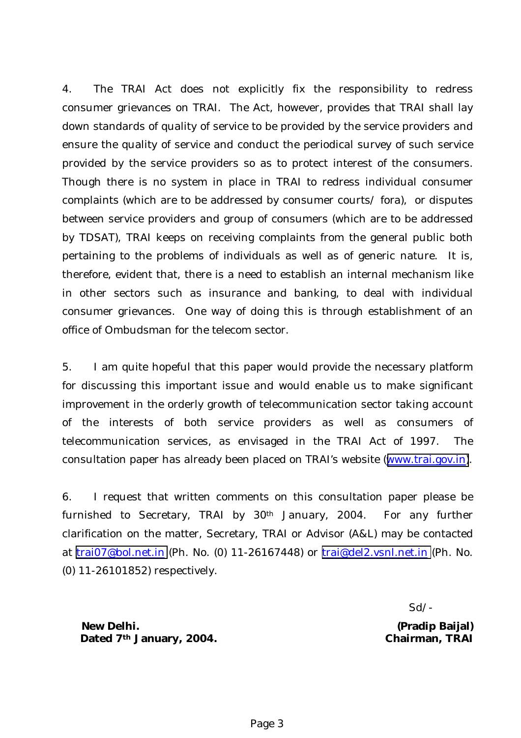4. The TRAI Act does not explicitly fix the responsibility to redress consumer grievances on TRAI. The Act, however, provides that TRAI shall lay down standards of quality of service to be provided by the service providers and ensure the quality of service and conduct the periodical survey of such service provided by the service providers so as to protect interest of the consumers. Though there is no system in place in TRAI to redress individual consumer complaints (which are to be addressed by consumer courts/ fora), or disputes between service providers and group of consumers (which are to be addressed by TDSAT), TRAI keeps on receiving complaints from the general public both pertaining to the problems of individuals as well as of generic nature. It is, therefore, evident that, there is a need to establish an internal mechanism like in other sectors such as insurance and banking, to deal with individual consumer grievances. One way of doing this is through establishment of an office of Ombudsman for the telecom sector.

5. I am quite hopeful that this paper would provide the necessary platform for discussing this important issue and would enable us to make significant improvement in the orderly growth of telecommunication sector taking account of the interests of both service providers as well as consumers of telecommunication services, as envisaged in the TRAI Act of 1997. The consultation paper has already been placed on TRAI's website (www.trai.gov.in).

6. I request that written comments on this consultation paper please be furnished to Secretary, TRAI by 30th January, 2004. For any further clarification on the matter, Secretary, TRAI or Advisor (A&L) may be contacted at trai07@bol.net.in (Ph. No. (0) 11-26167448) or trai@del2.vsnl.net.in (Ph. No. (0) 11-26101852) respectively.

Sd/-

**(Pradip Baijal)**
**Chairman, TRAI**

**New Delhi.**
**Dated 7th January, 2004.**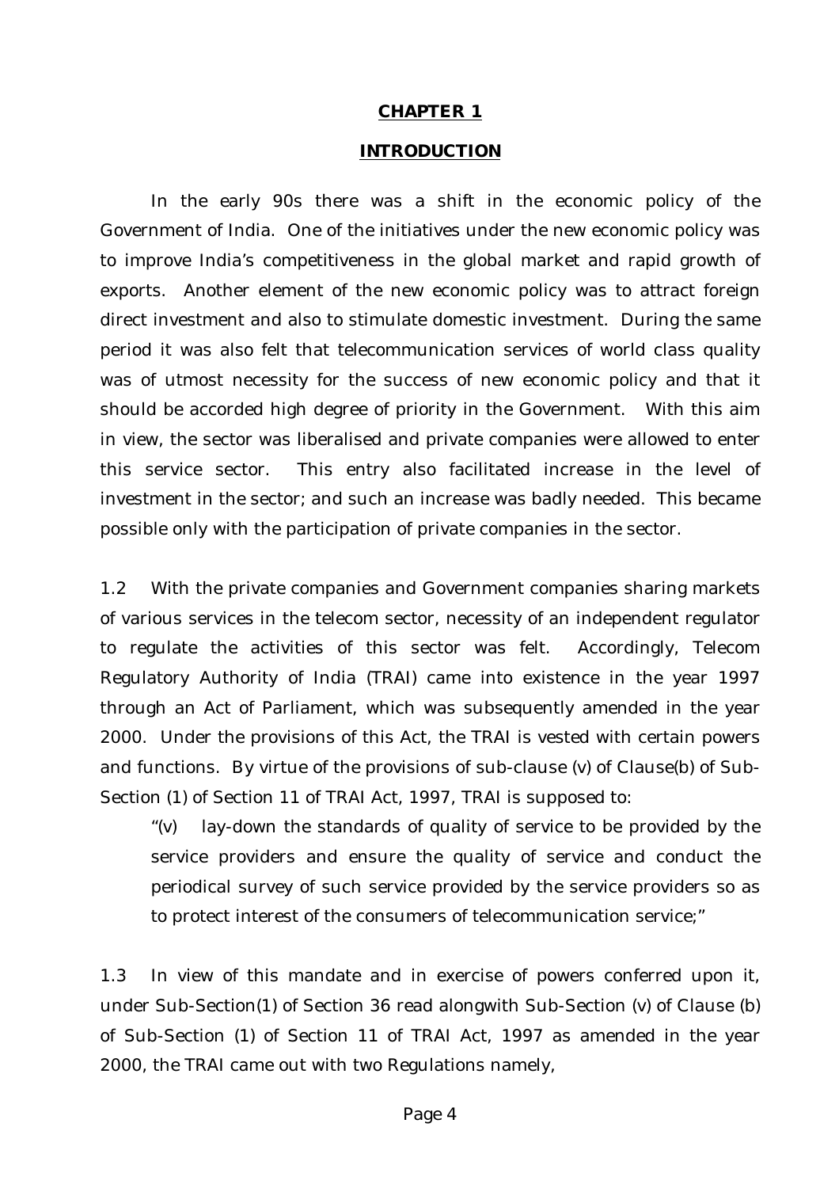## CHAPTER 1

## INTRODUCTION

In the early 90s there was a shift in the economic policy of the Government of India. One of the initiatives under the new economic policy was to improve India's competitiveness in the global market and rapid growth of exports. Another element of the new economic policy was to attract foreign direct investment and also to stimulate domestic investment. During the same period it was also felt that telecommunication services of world class quality was of utmost necessity for the success of new economic policy and that it should be accorded high degree of priority in the Government. With this aim in view, the sector was liberalised and private companies were allowed to enter this service sector. This entry also facilitated increase in the level of investment in the sector; and such an increase was badly needed. This became possible only with the participation of private companies in the sector.

1.2 With the private companies and Government companies sharing markets of various services in the telecom sector, necessity of an independent regulator to regulate the activities of this sector was felt. Accordingly, Telecom Regulatory Authority of India (TRAI) came into existence in the year 1997 through an Act of Parliament, which was subsequently amended in the year 2000. Under the provisions of this Act, the TRAI is vested with certain powers and functions. By virtue of the provisions of sub-clause (v) of Clause(b) of Sub-Section (1) of Section 11 of TRAI Act, 1997, TRAI is supposed to:

> "(v) lay-down the standards of quality of service to be provided by the service providers and ensure the quality of service and conduct the periodical survey of such service provided by the service providers so as to protect interest of the consumers of telecommunication service;"

1.3 In view of this mandate and in exercise of powers conferred upon it, under Sub-Section(1) of Section 36 read alongwith Sub-Section (v) of Clause (b) of Sub-Section (1) of Section 11 of TRAI Act, 1997 as amended in the year 2000, the TRAI came out with two Regulations namely,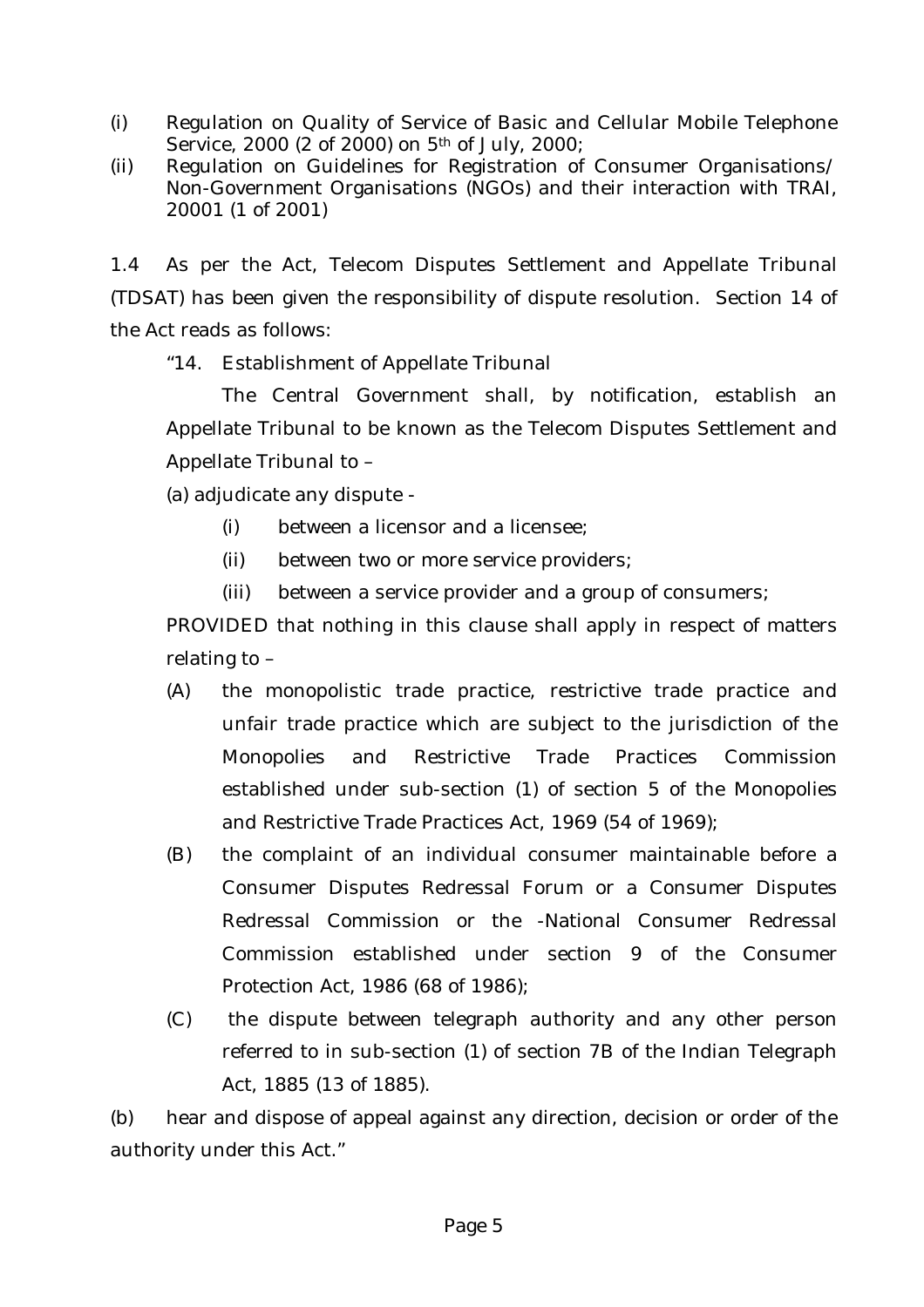(i) Regulation on Quality of Service of Basic and Cellular Mobile Telephone Service, 2000 (2 of 2000) on 5th of July, 2000;

(ii) Regulation on Guidelines for Registration of Consumer Organisations/ Non-Government Organisations (NGOs) and their interaction with TRAI, 20001 (1 of 2001)

1.4 As per the Act, Telecom Disputes Settlement and Appellate Tribunal (TDSAT) has been given the responsibility of dispute resolution. Section 14 of the Act reads as follows:

"14. Establishment of Appellate Tribunal

The Central Government shall, by notification, establish an Appellate Tribunal to be known as the Telecom Disputes Settlement and Appellate Tribunal to –

(a) adjudicate any dispute -

(i) between a licensor and a licensee;

(ii) between two or more service providers;

(iii) between a service provider and a group of consumers;

PROVIDED that nothing in this clause shall apply in respect of matters relating to –

(A) the monopolistic trade practice, restrictive trade practice and unfair trade practice which are subject to the jurisdiction of the Monopolies and Restrictive Trade Practices Commission established under sub-section (1) of section 5 of the Monopolies and Restrictive Trade Practices Act, 1969 (54 of 1969);

(B) the complaint of an individual consumer maintainable before a Consumer Disputes Redressal Forum or a Consumer Disputes Redressal Commission or the -National Consumer Redressal Commission established under section 9 of the Consumer Protection Act, 1986 (68 of 1986);

(C) the dispute between telegraph authority and any other person referred to in sub-section (1) of section 7B of the Indian Telegraph Act, 1885 (13 of 1885).

(b) hear and dispose of appeal against any direction, decision or order of the authority under this Act."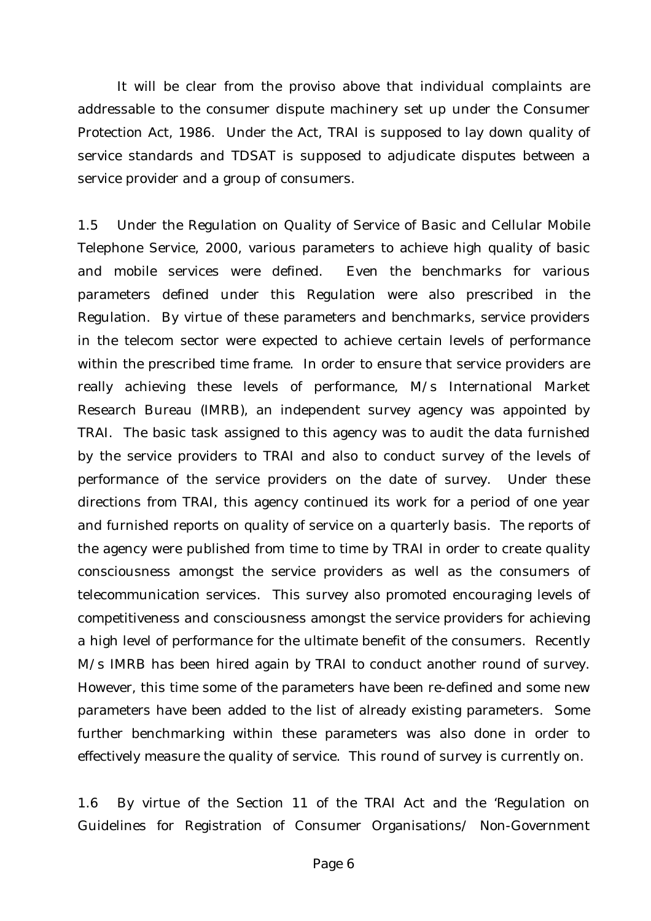It will be clear from the proviso above that individual complaints are addressable to the consumer dispute machinery set up under the Consumer Protection Act, 1986. Under the Act, TRAI is supposed to lay down quality of service standards and TDSAT is supposed to adjudicate disputes between a service provider and a group of consumers.

1.5 Under the Regulation on Quality of Service of Basic and Cellular Mobile Telephone Service, 2000, various parameters to achieve high quality of basic and mobile services were defined. Even the benchmarks for various parameters defined under this Regulation were also prescribed in the Regulation. By virtue of these parameters and benchmarks, service providers in the telecom sector were expected to achieve certain levels of performance within the prescribed time frame. In order to ensure that service providers are really achieving these levels of performance, M/s International Market Research Bureau (IMRB), an independent survey agency was appointed by TRAI. The basic task assigned to this agency was to audit the data furnished by the service providers to TRAI and also to conduct survey of the levels of performance of the service providers on the date of survey. Under these directions from TRAI, this agency continued its work for a period of one year and furnished reports on quality of service on a quarterly basis. The reports of the agency were published from time to time by TRAI in order to create quality consciousness amongst the service providers as well as the consumers of telecommunication services. This survey also promoted encouraging levels of competitiveness and consciousness amongst the service providers for achieving a high level of performance for the ultimate benefit of the consumers. Recently M/s IMRB has been hired again by TRAI to conduct another round of survey. However, this time some of the parameters have been re-defined and some new parameters have been added to the list of already existing parameters. Some further benchmarking within these parameters was also done in order to effectively measure the quality of service. This round of survey is currently on.

1.6 By virtue of the Section 11 of the TRAI Act and the 'Regulation on Guidelines for Registration of Consumer Organisations/ Non-Government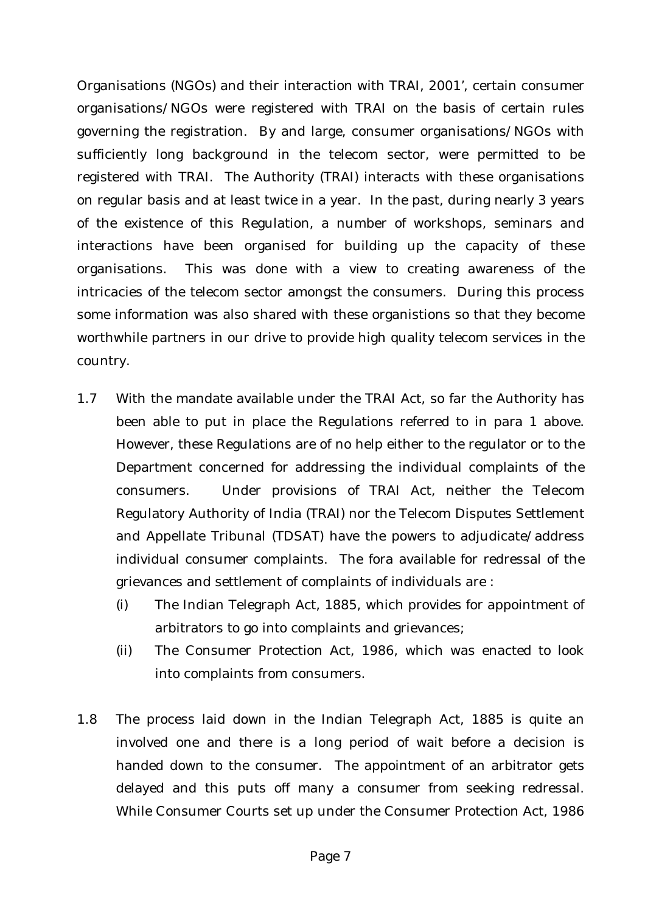Organisations (NGOs) and their interaction with TRAI, 2001', certain consumer organisations/NGOs were registered with TRAI on the basis of certain rules governing the registration. By and large, consumer organisations/NGOs with sufficiently long background in the telecom sector, were permitted to be registered with TRAI. The Authority (TRAI) interacts with these organisations on regular basis and at least twice in a year. In the past, during nearly 3 years of the existence of this Regulation, a number of workshops, seminars and interactions have been organised for building up the capacity of these organisations. This was done with a view to creating awareness of the intricacies of the telecom sector amongst the consumers. During this process some information was also shared with these organistions so that they become worthwhile partners in our drive to provide high quality telecom services in the country.

1.7 With the mandate available under the TRAI Act, so far the Authority has been able to put in place the Regulations referred to in para 1 above. However, these Regulations are of no help either to the regulator or to the Department concerned for addressing the individual complaints of the consumers. Under provisions of TRAI Act, neither the Telecom Regulatory Authority of India (TRAI) nor the Telecom Disputes Settlement and Appellate Tribunal (TDSAT) have the powers to adjudicate/address individual consumer complaints. The fora available for redressal of the grievances and settlement of complaints of individuals are :

   (i) The Indian Telegraph Act, 1885, which provides for appointment of arbitrators to go into complaints and grievances;

   (ii) The Consumer Protection Act, 1986, which was enacted to look into complaints from consumers.

1.8 The process laid down in the Indian Telegraph Act, 1885 is quite an involved one and there is a long period of wait before a decision is handed down to the consumer. The appointment of an arbitrator gets delayed and this puts off many a consumer from seeking redressal. While Consumer Courts set up under the Consumer Protection Act, 1986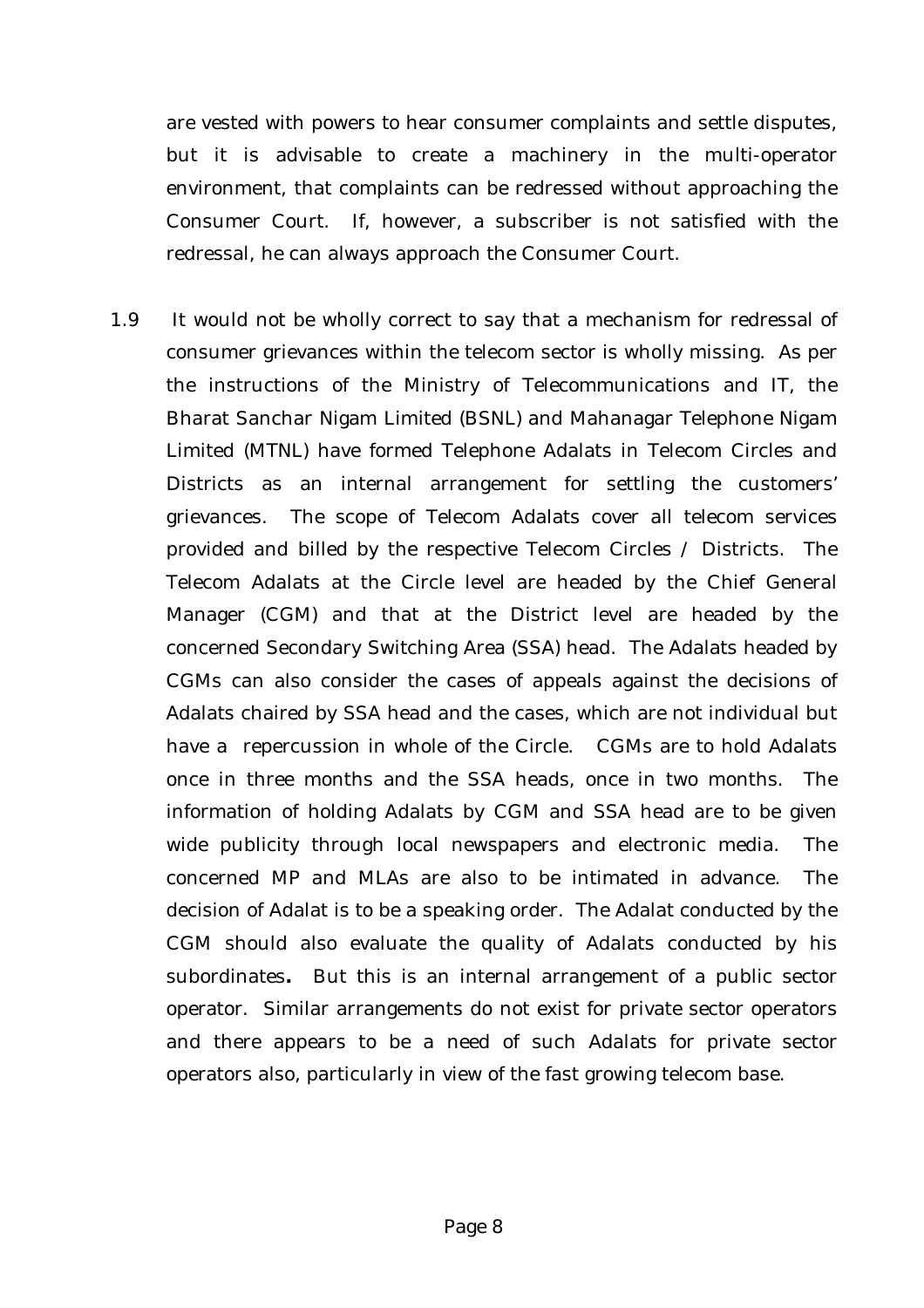are vested with powers to hear consumer complaints and settle disputes, but it is advisable to create a machinery in the multi-operator environment, that complaints can be redressed without approaching the Consumer Court. If, however, a subscriber is not satisfied with the redressal, he can always approach the Consumer Court.

1.9 It would not be wholly correct to say that a mechanism for redressal of consumer grievances within the telecom sector is wholly missing. As per the instructions of the Ministry of Telecommunications and IT, the Bharat Sanchar Nigam Limited (BSNL) and Mahanagar Telephone Nigam Limited (MTNL) have formed Telephone Adalats in Telecom Circles and Districts as an internal arrangement for settling the customers' grievances. The scope of Telecom Adalats cover all telecom services provided and billed by the respective Telecom Circles / Districts. The Telecom Adalats at the Circle level are headed by the Chief General Manager (CGM) and that at the District level are headed by the concerned Secondary Switching Area (SSA) head. The Adalats headed by CGMs can also consider the cases of appeals against the decisions of Adalats chaired by SSA head and the cases, which are not individual but have a repercussion in whole of the Circle. CGMs are to hold Adalats once in three months and the SSA heads, once in two months. The information of holding Adalats by CGM and SSA head are to be given wide publicity through local newspapers and electronic media. The concerned MP and MLAs are also to be intimated in advance. The decision of Adalat is to be a speaking order. The Adalat conducted by the CGM should also evaluate the quality of Adalats conducted by his subordinates**.** But this is an internal arrangement of a public sector operator. Similar arrangements do not exist for private sector operators and there appears to be a need of such Adalats for private sector operators also, particularly in view of the fast growing telecom base.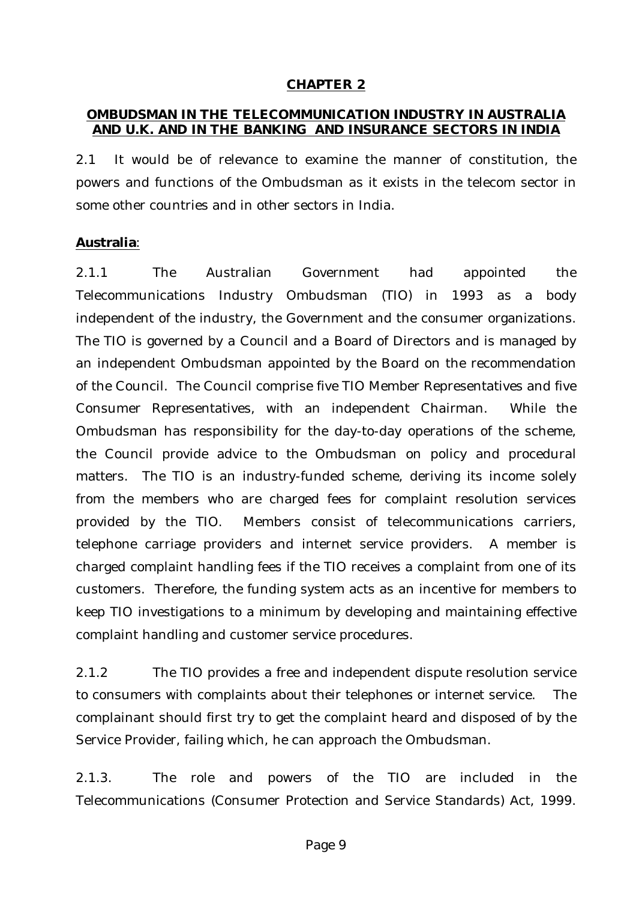## CHAPTER 2

### OMBUDSMAN IN THE TELECOMMUNICATION INDUSTRY IN AUSTRALIA AND U.K. AND IN THE BANKING AND INSURANCE SECTORS IN INDIA

2.1 It would be of relevance to examine the manner of constitution, the powers and functions of the Ombudsman as it exists in the telecom sector in some other countries and in other sectors in India.

**Australia**:

2.1.1 The Australian Government had appointed the Telecommunications Industry Ombudsman (TIO) in 1993 as a body independent of the industry, the Government and the consumer organizations. The TIO is governed by a Council and a Board of Directors and is managed by an independent Ombudsman appointed by the Board on the recommendation of the Council. The Council comprise five TIO Member Representatives and five Consumer Representatives, with an independent Chairman. While the Ombudsman has responsibility for the day-to-day operations of the scheme, the Council provide advice to the Ombudsman on policy and procedural matters. The TIO is an industry-funded scheme, deriving its income solely from the members who are charged fees for complaint resolution services provided by the TIO. Members consist of telecommunications carriers, telephone carriage providers and internet service providers. A member is charged complaint handling fees if the TIO receives a complaint from one of its customers. Therefore, the funding system acts as an incentive for members to keep TIO investigations to a minimum by developing and maintaining effective complaint handling and customer service procedures.

2.1.2 The TIO provides a free and independent dispute resolution service to consumers with complaints about their telephones or internet service. The complainant should first try to get the complaint heard and disposed of by the Service Provider, failing which, he can approach the Ombudsman.

2.1.3. The role and powers of the TIO are included in the Telecommunications (Consumer Protection and Service Standards) Act, 1999.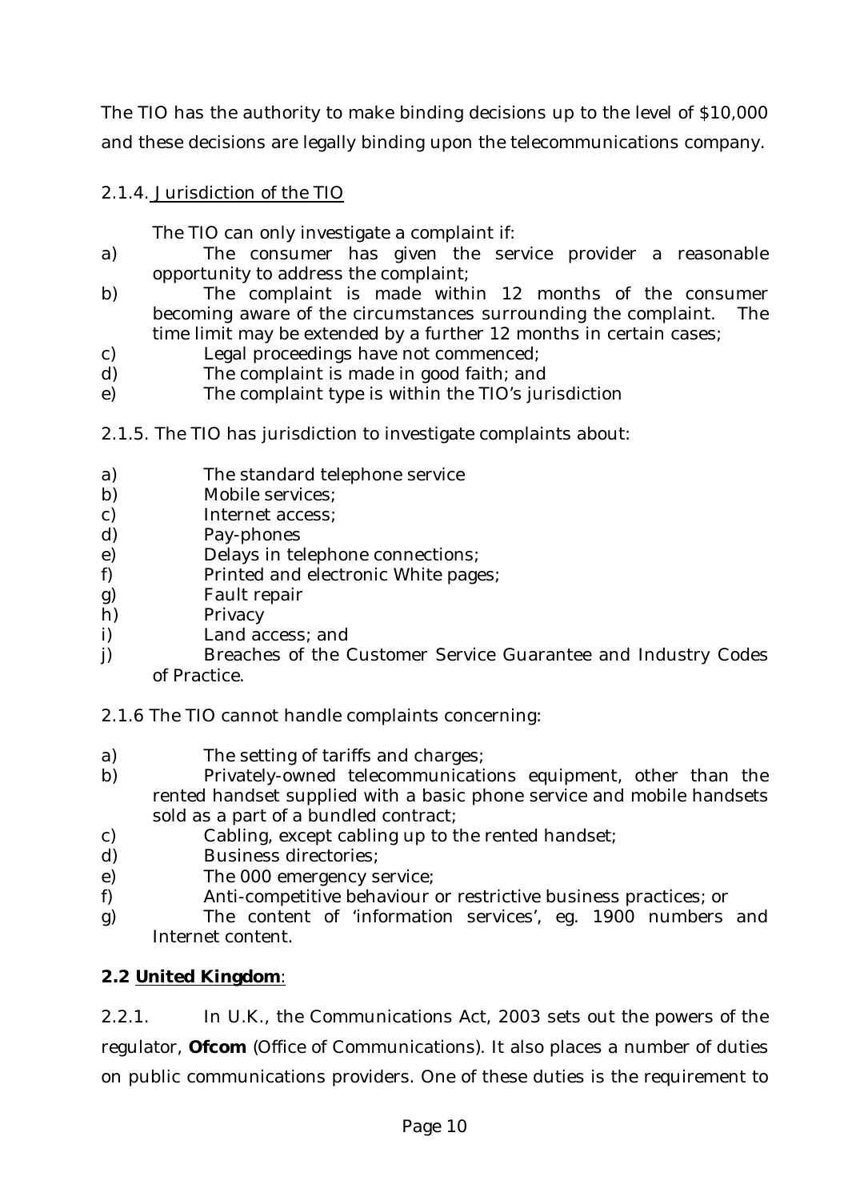The TIO has the authority to make binding decisions up to the level of $10,000 and these decisions are legally binding upon the telecommunications company.

2.1.4. <u>Jurisdiction of the TIO</u>

The TIO can only investigate a complaint if:

a) The consumer has given the service provider a reasonable opportunity to address the complaint;
b) The complaint is made within 12 months of the consumer becoming aware of the circumstances surrounding the complaint. The time limit may be extended by a further 12 months in certain cases;
c) Legal proceedings have not commenced;
d) The complaint is made in good faith; and
e) The complaint type is within the TIO's jurisdiction

2.1.5. The TIO has jurisdiction to investigate complaints about:

a) The standard telephone service
b) Mobile services;
c) Internet access;
d) Pay-phones
e) Delays in telephone connections;
f) Printed and electronic White pages;
g) Fault repair
h) Privacy
i) Land access; and
j) Breaches of the Customer Service Guarantee and Industry Codes of Practice.

2.1.6 The TIO cannot handle complaints concerning:

a) The setting of tariffs and charges;
b) Privately-owned telecommunications equipment, other than the rented handset supplied with a basic phone service and mobile handsets sold as a part of a bundled contract;
c) Cabling, except cabling up to the rented handset;
d) Business directories;
e) The 000 emergency service;
f) Anti-competitive behaviour or restrictive business practices; or
g) The content of 'information services', eg. 1900 numbers and Internet content.

### 2.2 <u>United Kingdom</u>:

2.2.1. In U.K., the Communications Act, 2003 sets out the powers of the regulator, **Ofcom** (Office of Communications). It also places a number of duties on public communications providers. One of these duties is the requirement to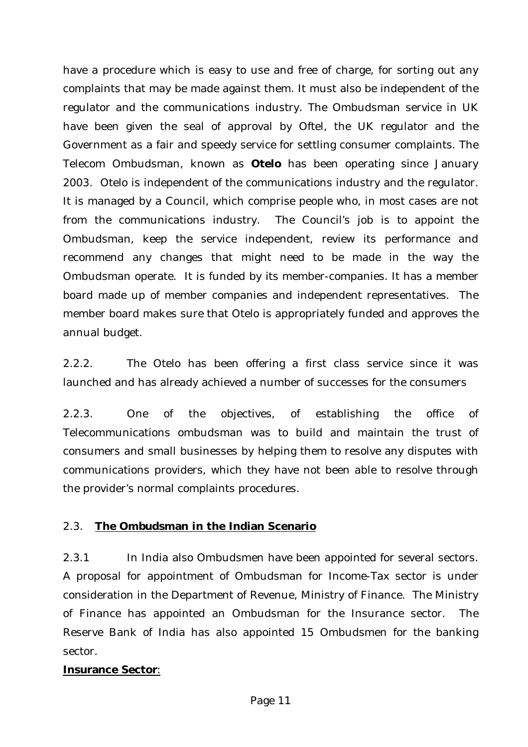have a procedure which is easy to use and free of charge, for sorting out any complaints that may be made against them. It must also be independent of the regulator and the communications industry. The Ombudsman service in UK have been given the seal of approval by Oftel, the UK regulator and the Government as a fair and speedy service for settling consumer complaints. The Telecom Ombudsman, known as **Otelo** has been operating since January 2003. Otelo is independent of the communications industry and the regulator. It is managed by a Council, which comprise people who, in most cases are not from the communications industry. The Council's job is to appoint the Ombudsman, keep the service independent, review its performance and recommend any changes that might need to be made in the way the Ombudsman operate. It is funded by its member-companies. It has a member board made up of member companies and independent representatives. The member board makes sure that Otelo is appropriately funded and approves the annual budget.

2.2.2. The Otelo has been offering a first class service since it was launched and has already achieved a number of successes for the consumers

2.2.3. One of the objectives, of establishing the office of Telecommunications ombudsman was to build and maintain the trust of consumers and small businesses by helping them to resolve any disputes with communications providers, which they have not been able to resolve through the provider's normal complaints procedures.

## 2.3. **The Ombudsman in the Indian Scenario**

2.3.1 In India also Ombudsmen have been appointed for several sectors. A proposal for appointment of Ombudsman for Income-Tax sector is under consideration in the Department of Revenue, Ministry of Finance. The Ministry of Finance has appointed an Ombudsman for the Insurance sector. The Reserve Bank of India has also appointed 15 Ombudsmen for the banking sector.

**Insurance Sector**: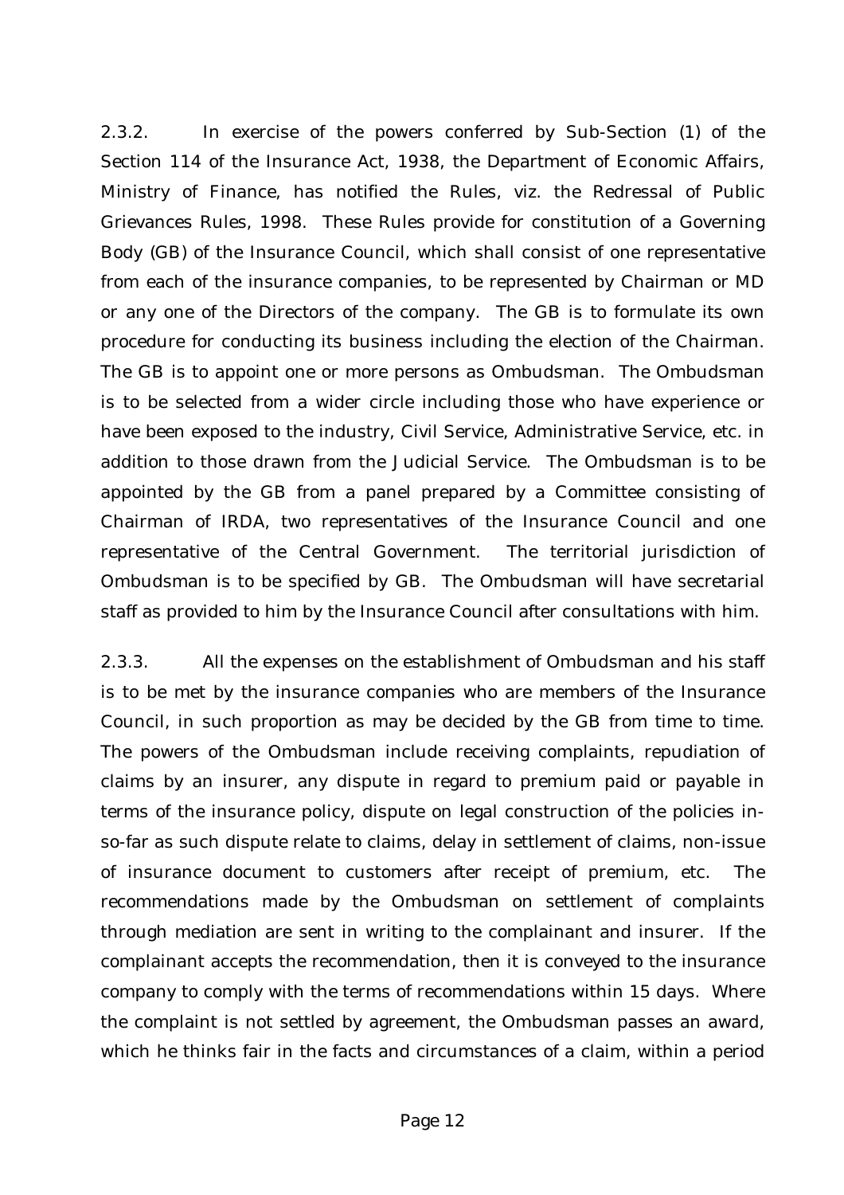2.3.2. In exercise of the powers conferred by Sub-Section (1) of the Section 114 of the Insurance Act, 1938, the Department of Economic Affairs, Ministry of Finance, has notified the Rules, viz. the Redressal of Public Grievances Rules, 1998. These Rules provide for constitution of a Governing Body (GB) of the Insurance Council, which shall consist of one representative from each of the insurance companies, to be represented by Chairman or MD or any one of the Directors of the company. The GB is to formulate its own procedure for conducting its business including the election of the Chairman. The GB is to appoint one or more persons as Ombudsman. The Ombudsman is to be selected from a wider circle including those who have experience or have been exposed to the industry, Civil Service, Administrative Service, etc. in addition to those drawn from the Judicial Service. The Ombudsman is to be appointed by the GB from a panel prepared by a Committee consisting of Chairman of IRDA, two representatives of the Insurance Council and one representative of the Central Government. The territorial jurisdiction of Ombudsman is to be specified by GB. The Ombudsman will have secretarial staff as provided to him by the Insurance Council after consultations with him.

2.3.3. All the expenses on the establishment of Ombudsman and his staff is to be met by the insurance companies who are members of the Insurance Council, in such proportion as may be decided by the GB from time to time. The powers of the Ombudsman include receiving complaints, repudiation of claims by an insurer, any dispute in regard to premium paid or payable in terms of the insurance policy, dispute on legal construction of the policies in-so-far as such dispute relate to claims, delay in settlement of claims, non-issue of insurance document to customers after receipt of premium, etc. The recommendations made by the Ombudsman on settlement of complaints through mediation are sent in writing to the complainant and insurer. If the complainant accepts the recommendation, then it is conveyed to the insurance company to comply with the terms of recommendations within 15 days. Where the complaint is not settled by agreement, the Ombudsman passes an award, which he thinks fair in the facts and circumstances of a claim, within a period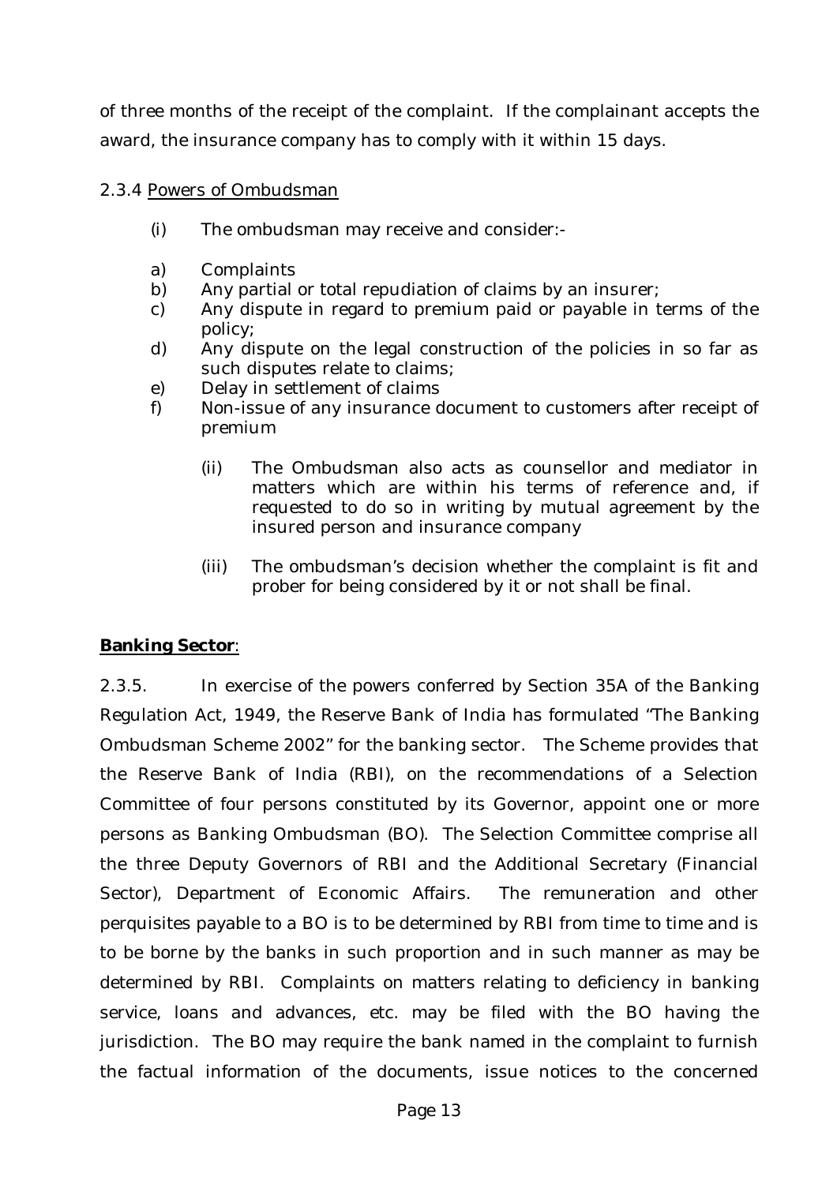of three months of the receipt of the complaint. If the complainant accepts the award, the insurance company has to comply with it within 15 days.

2.3.4 Powers of Ombudsman

(i) The ombudsman may receive and consider:-

a) Complaints
b) Any partial or total repudiation of claims by an insurer;
c) Any dispute in regard to premium paid or payable in terms of the policy;
d) Any dispute on the legal construction of the policies in so far as such disputes relate to claims;
e) Delay in settlement of claims
f) Non-issue of any insurance document to customers after receipt of premium

(ii) The Ombudsman also acts as counsellor and mediator in matters which are within his terms of reference and, if requested to do so in writing by mutual agreement by the insured person and insurance company

(iii) The ombudsman's decision whether the complaint is fit and prober for being considered by it or not shall be final.

**Banking Sector**:

2.3.5. In exercise of the powers conferred by Section 35A of the Banking Regulation Act, 1949, the Reserve Bank of India has formulated "The Banking Ombudsman Scheme 2002" for the banking sector. The Scheme provides that the Reserve Bank of India (RBI), on the recommendations of a Selection Committee of four persons constituted by its Governor, appoint one or more persons as Banking Ombudsman (BO). The Selection Committee comprise all the three Deputy Governors of RBI and the Additional Secretary (Financial Sector), Department of Economic Affairs. The remuneration and other perquisites payable to a BO is to be determined by RBI from time to time and is to be borne by the banks in such proportion and in such manner as may be determined by RBI. Complaints on matters relating to deficiency in banking service, loans and advances, etc. may be filed with the BO having the jurisdiction. The BO may require the bank named in the complaint to furnish the factual information of the documents, issue notices to the concerned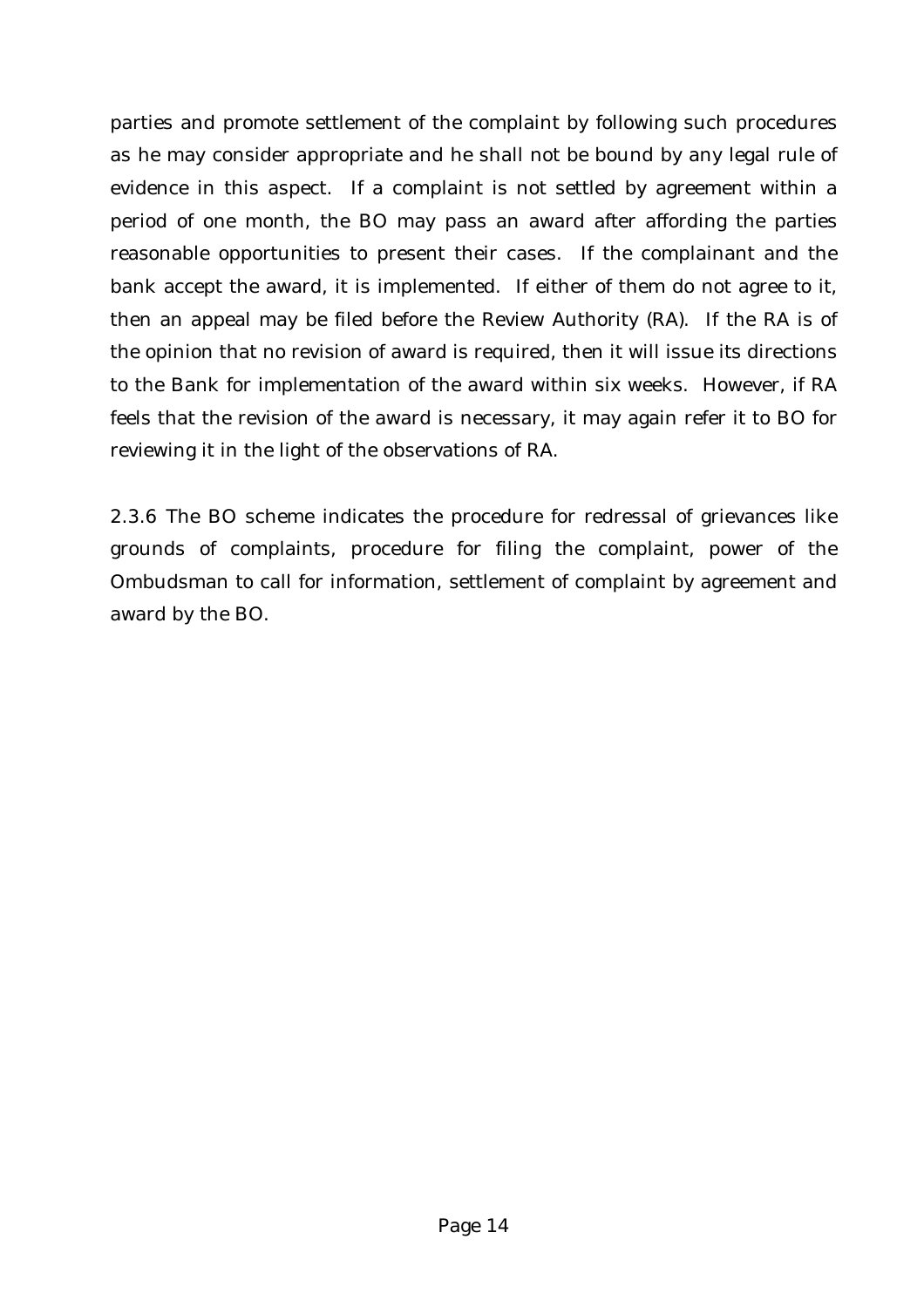parties and promote settlement of the complaint by following such procedures as he may consider appropriate and he shall not be bound by any legal rule of evidence in this aspect. If a complaint is not settled by agreement within a period of one month, the BO may pass an award after affording the parties reasonable opportunities to present their cases. If the complainant and the bank accept the award, it is implemented. If either of them do not agree to it, then an appeal may be filed before the Review Authority (RA). If the RA is of the opinion that no revision of award is required, then it will issue its directions to the Bank for implementation of the award within six weeks. However, if RA feels that the revision of the award is necessary, it may again refer it to BO for reviewing it in the light of the observations of RA.

2.3.6 The BO scheme indicates the procedure for redressal of grievances like grounds of complaints, procedure for filing the complaint, power of the Ombudsman to call for information, settlement of complaint by agreement and award by the BO.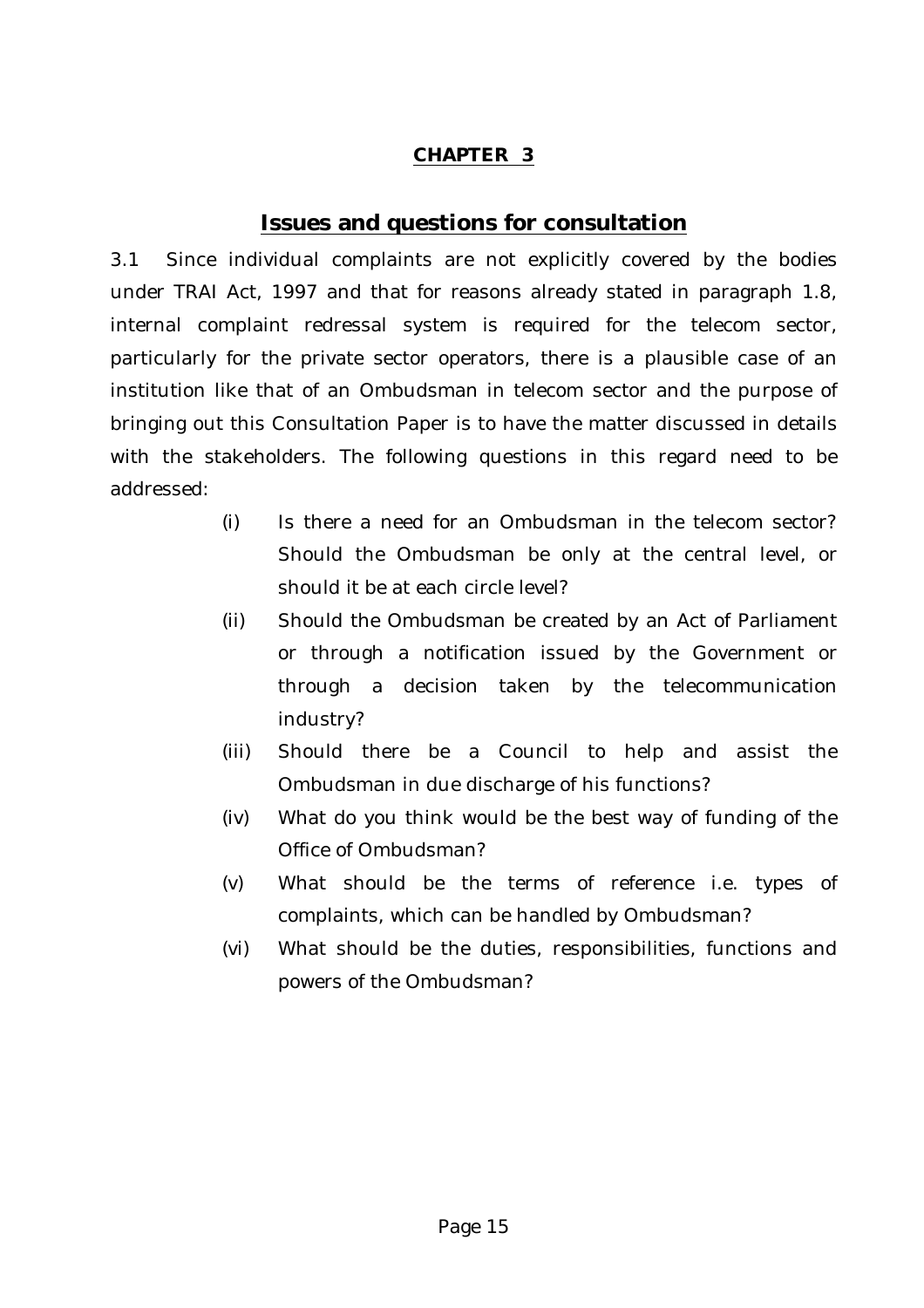## CHAPTER 3

## Issues and questions for consultation

3.1 Since individual complaints are not explicitly covered by the bodies under TRAI Act, 1997 and that for reasons already stated in paragraph 1.8, internal complaint redressal system is required for the telecom sector, particularly for the private sector operators, there is a plausible case of an institution like that of an Ombudsman in telecom sector and the purpose of bringing out this Consultation Paper is to have the matter discussed in details with the stakeholders. The following questions in this regard need to be addressed:

(i) Is there a need for an Ombudsman in the telecom sector? Should the Ombudsman be only at the central level, or should it be at each circle level?

(ii) Should the Ombudsman be created by an Act of Parliament or through a notification issued by the Government or through a decision taken by the telecommunication industry?

(iii) Should there be a Council to help and assist the Ombudsman in due discharge of his functions?

(iv) What do you think would be the best way of funding of the Office of Ombudsman?

(v) What should be the terms of reference i.e. types of complaints, which can be handled by Ombudsman?

(vi) What should be the duties, responsibilities, functions and powers of the Ombudsman?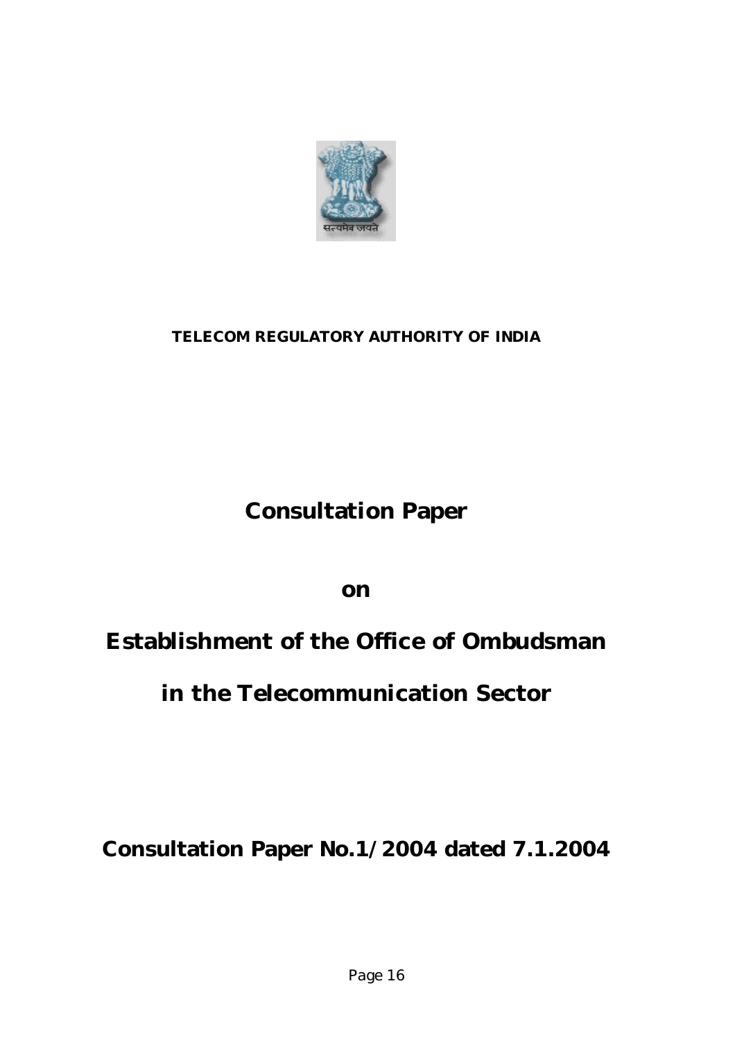**TELECOM REGULATORY AUTHORITY OF INDIA**

# Consultation Paper

# on

# Establishment of the Office of Ombudsman

# in the Telecommunication Sector

## Consultation Paper No.1/2004 dated 7.1.2004